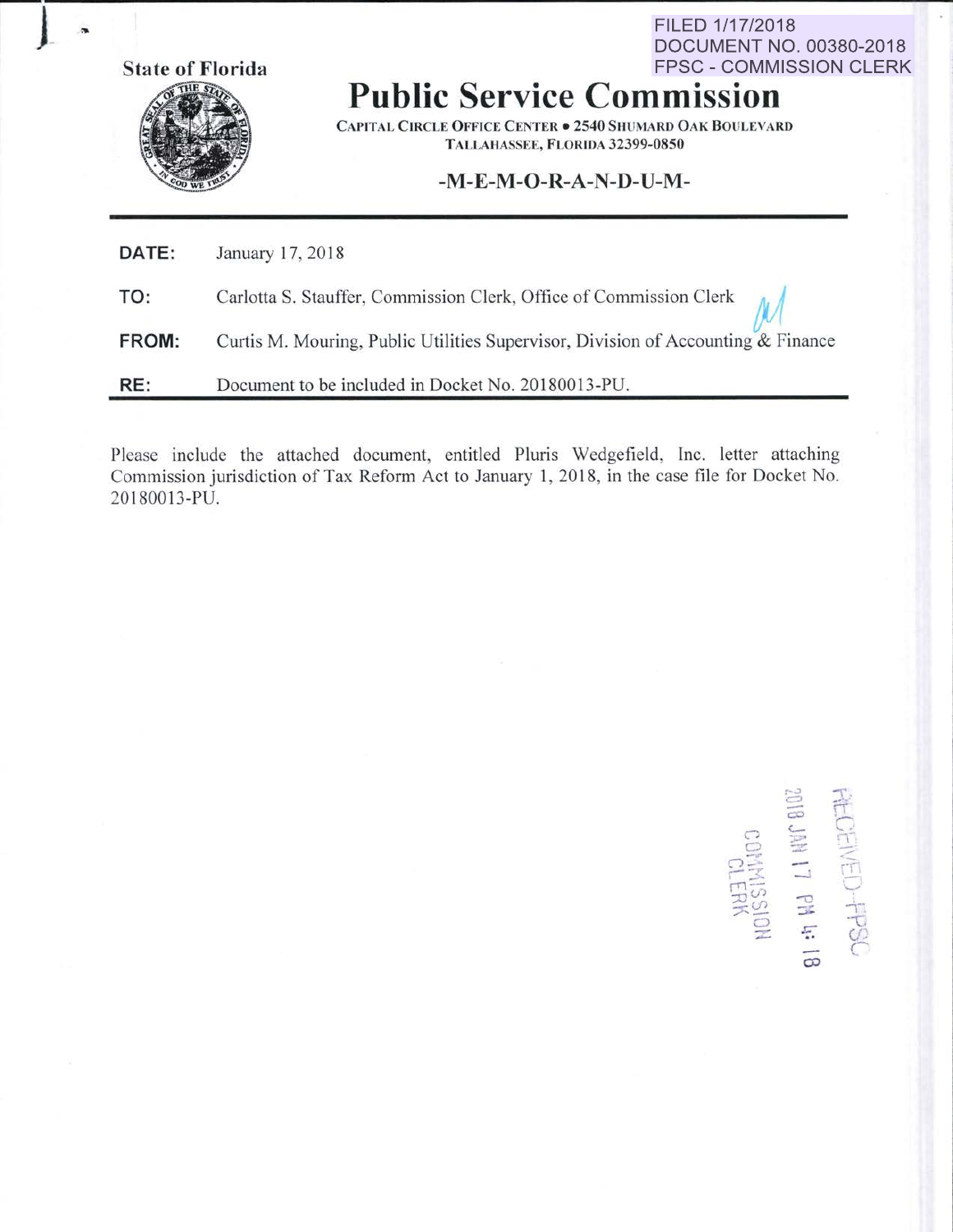FILED 1/17/2018
DOCUMENT NO. 00380-2018
FPSC - COMMISSION CLERK

State of Florida

# Public Service Commission

CAPITAL CIRCLE OFFICE CENTER • 2540 SHUMARD OAK BOULEVARD
TALLAHASSEE, FLORIDA 32399-0850

## -M-E-M-O-R-A-N-D-U-M-

**DATE:** January 17, 2018

**TO:** Carlotta S. Stauffer, Commission Clerk, Office of Commission Clerk

**FROM:** Curtis M. Mouring, Public Utilities Supervisor, Division of Accounting & Finance

**RE:** Document to be included in Docket No. 20180013-PU.

Please include the attached document, entitled Pluris Wedgefield, Inc. letter attaching Commission jurisdiction of Tax Reform Act to January 1, 2018, in the case file for Docket No. 20180013-PU.

RECEIVED-FPSC
2018 JAN 17 PM 4: 18
COMMISSION CLERK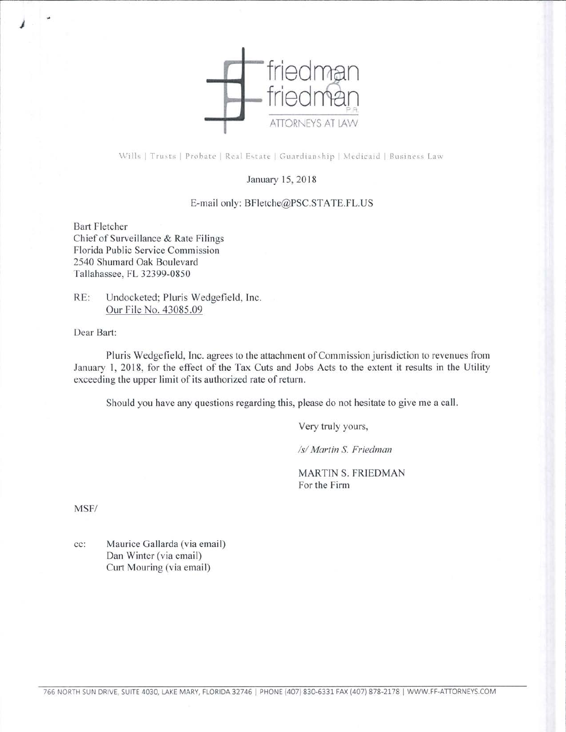friedman
friedman
P.A.
ATTORNEYS AT LAW

Wills | Trusts | Probate | Real Estate | Guardianship | Medicaid | Business Law

January 15, 2018

E-mail only: BFletche@PSC.STATE.FL.US

Bart Fletcher
Chief of Surveillance & Rate Filings
Florida Public Service Commission
2540 Shumard Oak Boulevard
Tallahassee, FL 32399-0850

RE: Undocketed; Pluris Wedgefield, Inc.
Our File No. 43085.09

Dear Bart:

Pluris Wedgefield, Inc. agrees to the attachment of Commission jurisdiction to revenues from January 1, 2018, for the effect of the Tax Cuts and Jobs Acts to the extent it results in the Utility exceeding the upper limit of its authorized rate of return.

Should you have any questions regarding this, please do not hesitate to give me a call.

Very truly yours,

*/s/ Martin S. Friedman*

MARTIN S. FRIEDMAN
For the Firm

MSF/

cc: Maurice Gallarda (via email)
Dan Winter (via email)
Curt Mouring (via email)

766 NORTH SUN DRIVE, SUITE 4030, LAKE MARY, FLORIDA 32746 | PHONE (407) 830-6331 FAX (407) 878-2178 | WWW.FF-ATTORNEYS.COM